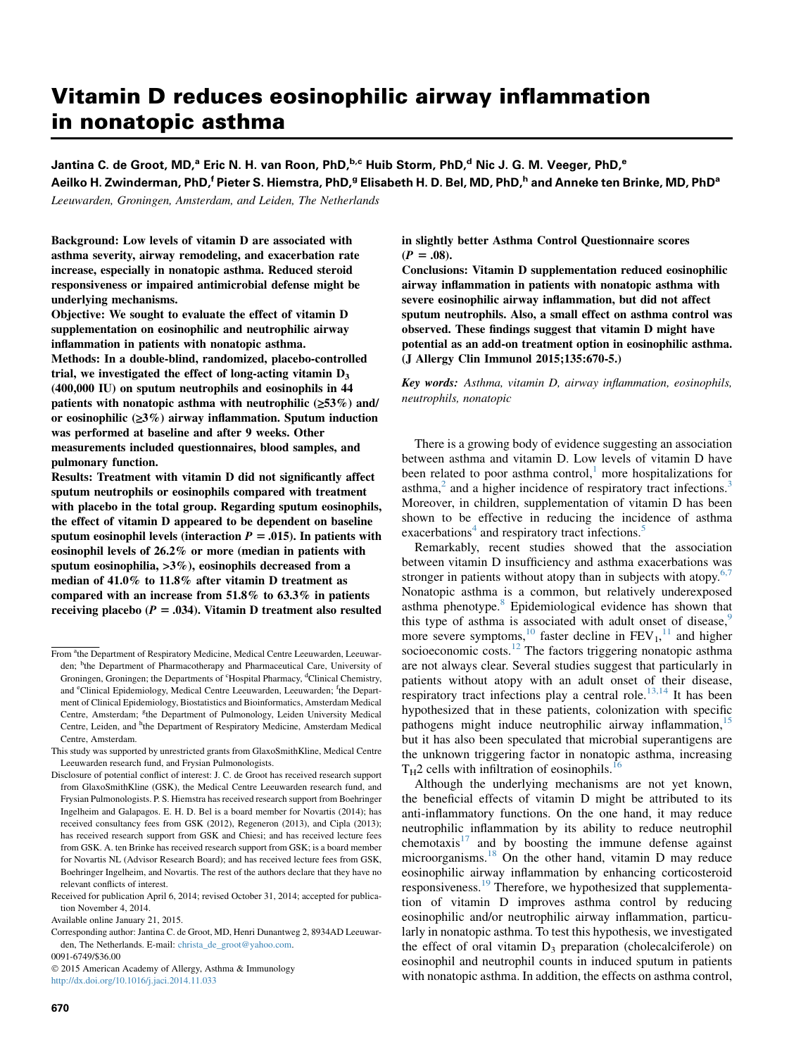# Vitamin D reduces eosinophilic airway inflammation in nonatopic asthma

Jantina C. de Groot, MD,[a] Eric N. H. van Roon, PhD,[b,c] Huib Storm, PhD,[d] Nic J. G. M. Veeger, PhD,[e] Aeilko H. Zwinderman, PhD,[f] Pieter S. Hiemstra, PhD,[g] Elisabeth H. D. Bel, MD, PhD,[h] and Anneke ten Brinke, MD, PhD[a]

*Leeuwarden, Groningen, Amsterdam, and Leiden, The Netherlands*

**Background: Low levels of vitamin D are associated with asthma severity, airway remodeling, and exacerbation rate increase, especially in nonatopic asthma. Reduced steroid responsiveness or impaired antimicrobial defense might be underlying mechanisms.**

**Objective: We sought to evaluate the effect of vitamin D supplementation on eosinophilic and neutrophilic airway inflammation in patients with nonatopic asthma.**

**Methods: In a double-blind, randomized, placebo-controlled trial, we investigated the effect of long-acting vitamin $D_3$ (400,000 IU) on sputum neutrophils and eosinophils in 44 patients with nonatopic asthma with neutrophilic (≥53%) and/or eosinophilic (≥3%) airway inflammation. Sputum induction was performed at baseline and after 9 weeks. Other measurements included questionnaires, blood samples, and pulmonary function.**

**Results: Treatment with vitamin D did not significantly affect sputum neutrophils or eosinophils compared with treatment with placebo in the total group. Regarding sputum eosinophils, the effect of vitamin D appeared to be dependent on baseline sputum eosinophil levels (interaction $P = .015$). In patients with eosinophil levels of 26.2% or more (median in patients with sputum eosinophilia, >3%), eosinophils decreased from a median of 41.0% to 11.8% after vitamin D treatment as compared with an increase from 51.8% to 63.3% in patients receiving placebo ($P = .034$). Vitamin D treatment also resulted in slightly better Asthma Control Questionnaire scores ($P = .08$).**

**Conclusions: Vitamin D supplementation reduced eosinophilic airway inflammation in patients with nonatopic asthma with severe eosinophilic airway inflammation, but did not affect sputum neutrophils. Also, a small effect on asthma control was observed. These findings suggest that vitamin D might have potential as an add-on treatment option in eosinophilic asthma. (J Allergy Clin Immunol 2015;135:670-5.)**

***Key words:** Asthma, vitamin D, airway inflammation, eosinophils, neutrophils, nonatopic*

There is a growing body of evidence suggesting an association between asthma and vitamin D. Low levels of vitamin D have been related to poor asthma control,[1] more hospitalizations for asthma,[2] and a higher incidence of respiratory tract infections.[3] Moreover, in children, supplementation of vitamin D has been shown to be effective in reducing the incidence of asthma exacerbations[4] and respiratory tract infections.[5]

Remarkably, recent studies showed that the association between vitamin D insufficiency and asthma exacerbations was stronger in patients without atopy than in subjects with atopy.[6,7] Nonatopic asthma is a common, but relatively underexposed asthma phenotype.[8] Epidemiological evidence has shown that this type of asthma is associated with adult onset of disease,[9] more severe symptoms,[10] faster decline in $FEV_1$,[11] and higher socioeconomic costs.[12] The factors triggering nonatopic asthma are not always clear. Several studies suggest that particularly in patients without atopy with an adult onset of their disease, respiratory tract infections play a central role.[13,14] It has been hypothesized that in these patients, colonization with specific pathogens might induce neutrophilic airway inflammation,[15] but it has also been speculated that microbial superantigens are the unknown triggering factor in nonatopic asthma, increasing $T_H2$ cells with infiltration of eosinophils.[16]

Although the underlying mechanisms are not yet known, the beneficial effects of vitamin D might be attributed to its anti-inflammatory functions. On the one hand, it may reduce neutrophilic inflammation by its ability to reduce neutrophil chemotaxis[17] and by boosting the immune defense against microorganisms.[18] On the other hand, vitamin D may reduce eosinophilic airway inflammation by enhancing corticosteroid responsiveness.[19] Therefore, we hypothesized that supplementation of vitamin D improves asthma control by reducing eosinophilic and/or neutrophilic airway inflammation, particularly in nonatopic asthma. To test this hypothesis, we investigated the effect of oral vitamin $D_3$ preparation (cholecalciferole) on eosinophil and neutrophil counts in induced sputum in patients with nonatopic asthma. In addition, the effects on asthma control,

From [a]the Department of Respiratory Medicine, Medical Centre Leeuwarden, Leeuwarden; [b]the Department of Pharmacotherapy and Pharmaceutical Care, University of Groningen, Groningen; the Departments of [c]Hospital Pharmacy, [d]Clinical Chemistry, and [e]Clinical Epidemiology, Medical Centre Leeuwarden, Leeuwarden; [f]the Department of Clinical Epidemiology, Biostatistics and Bioinformatics, Amsterdam Medical Centre, Amsterdam; [g]the Department of Pulmonology, Leiden University Medical Centre, Leiden, and [h]the Department of Respiratory Medicine, Amsterdam Medical Centre, Amsterdam.

This study was supported by unrestricted grants from GlaxoSmithKline, Medical Centre Leeuwarden research fund, and Frysian Pulmonologists.

Disclosure of potential conflict of interest: J. C. de Groot has received research support from GlaxoSmithKline (GSK), the Medical Centre Leeuwarden research fund, and Frysian Pulmonologists. P. S. Hiemstra has received research support from Boehringer Ingelheim and Galapagos. E. H. D. Bel is a board member for Novartis (2014); has received consultancy fees from GSK (2012), Regeneron (2013), and Cipla (2013); has received research support from GSK and Chiesi; and has received lecture fees from GSK. A. ten Brinke has received research support from GSK; is a board member for Novartis NL (Advisor Research Board); and has received lecture fees from GSK, Boehringer Ingelheim, and Novartis. The rest of the authors declare that they have no relevant conflicts of interest.

Received for publication April 6, 2014; revised October 31, 2014; accepted for publication November 4, 2014.

Available online January 21, 2015.

Corresponding author: Jantina C. de Groot, MD, Henri Dunantweg 2, 8934AD Leeuwarden, The Netherlands. E-mail: christa_de_groot@yahoo.com.

0091-6749/$36.00

© 2015 American Academy of Allergy, Asthma & Immunology

http://dx.doi.org/10.1016/j.jaci.2014.11.033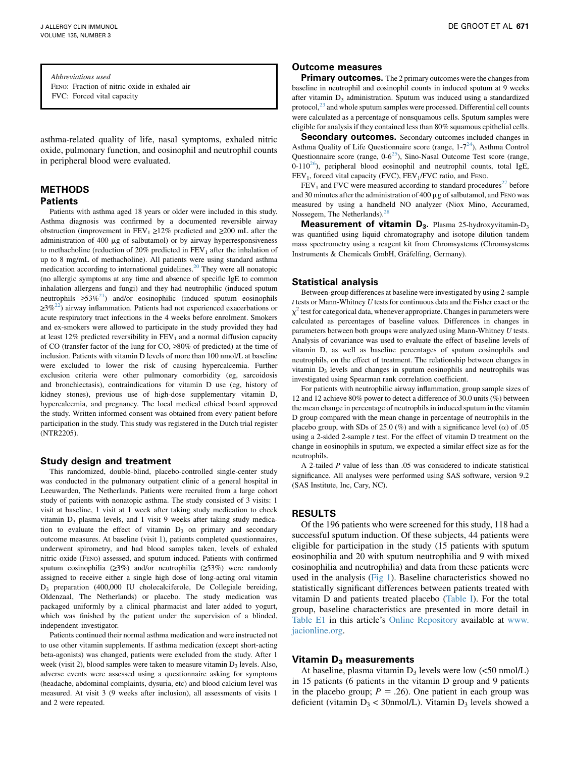**Abbreviations used**

FENO: Fraction of nitric oxide in exhaled air

FVC: Forced vital capacity

asthma-related quality of life, nasal symptoms, exhaled nitric oxide, pulmonary function, and eosinophil and neutrophil counts in peripheral blood were evaluated.

## METHODS

### Patients

Patients with asthma aged 18 years or older were included in this study. Asthma diagnosis was confirmed by a documented reversible airway obstruction (improvement in $FEV_1$ ≥12% predicted and ≥200 mL after the administration of 400 μg of salbutamol) or by airway hyperresponsiveness to methacholine (reduction of 20% predicted in $FEV_1$ after the inhalation of up to 8 mg/mL of methacholine). All patients were using standard asthma medication according to international guidelines.[20] They were all nonatopic (no allergic symptoms at any time and absence of specific IgE to common inhalation allergens and fungi) and they had neutrophilic (induced sputum neutrophils ≥53%[21]) and/or eosinophilic (induced sputum eosinophils ≥3%[22]) airway inflammation. Patients had not experienced exacerbations or acute respiratory tract infections in the 4 weeks before enrolment. Smokers and ex-smokers were allowed to participate in the study provided they had at least 12% predicted reversibility in $FEV_1$ and a normal diffusion capacity of CO (transfer factor of the lung for CO, ≥80% of predicted) at the time of inclusion. Patients with vitamin D levels of more than 100 nmol/L at baseline were excluded to lower the risk of causing hypercalcemia. Further exclusion criteria were other pulmonary comorbidity (eg, sarcoidosis and bronchiectasis), contraindications for vitamin D use (eg, history of kidney stones), previous use of high-dose supplementary vitamin D, hypercalcemia, and pregnancy. The local medical ethical board approved the study. Written informed consent was obtained from every patient before participation in the study. This study was registered in the Dutch trial register (NTR2205).

### Study design and treatment

This randomized, double-blind, placebo-controlled single-center study was conducted in the pulmonary outpatient clinic of a general hospital in Leeuwarden, The Netherlands. Patients were recruited from a large cohort study of patients with nonatopic asthma. The study consisted of 3 visits: 1 visit at baseline, 1 visit at 1 week after taking study medication to check vitamin $D_3$ plasma levels, and 1 visit 9 weeks after taking study medication to evaluate the effect of vitamin $D_3$ on primary and secondary outcome measures. At baseline (visit 1), patients completed questionnaires, underwent spirometry, and had blood samples taken, levels of exhaled nitric oxide (FENO) assessed, and sputum induced. Patients with confirmed sputum eosinophilia (≥3%) and/or neutrophilia (≥53%) were randomly assigned to receive either a single high dose of long-acting oral vitamin $D_3$ preparation (400,000 IU cholecalciferole, De Collegiale bereiding, Oldenzaal, The Netherlands) or placebo. The study medication was packaged uniformly by a clinical pharmacist and later added to yogurt, which was finished by the patient under the supervision of a blinded, independent investigator.

Patients continued their normal asthma medication and were instructed not to use other vitamin supplements. If asthma medication (except short-acting beta-agonists) was changed, patients were excluded from the study. After 1 week (visit 2), blood samples were taken to measure vitamin $D_3$ levels. Also, adverse events were assessed using a questionnaire asking for symptoms (headache, abdominal complaints, dysuria, etc) and blood calcium level was measured. At visit 3 (9 weeks after inclusion), all assessments of visits 1 and 2 were repeated.

### Outcome measures

**Primary outcomes.** The 2 primary outcomes were the changes from baseline in neutrophil and eosinophil counts in induced sputum at 9 weeks after vitamin $D_3$ administration. Sputum was induced using a standardized protocol,[23] and whole sputum samples were processed. Differential cell counts were calculated as a percentage of nonsquamous cells. Sputum samples were eligible for analysis if they contained less than 80% squamous epithelial cells.

**Secondary outcomes.** Secondary outcomes included changes in Asthma Quality of Life Questionnaire score (range, 1-7[24]), Asthma Control Questionnaire score (range, 0-6[25]), Sino-Nasal Outcome Test score (range, 0-110[26]), peripheral blood eosinophil and neutrophil counts, total IgE, $FEV_1$, forced vital capacity (FVC), $FEV_1$/FVC ratio, and FENO.

$FEV_1$ and FVC were measured according to standard procedures[27] before and 30 minutes after the administration of 400 μg of salbutamol, and FENO was measured by using a handheld NO analyzer (Niox Mino, Accuramed, Nossegem, The Netherlands).[28]

**Measurement of vitamin $D_3$.** Plasma 25-hydroxyvitamin-$D_3$ was quantified using liquid chromatography and isotope dilution tandem mass spectrometry using a reagent kit from Chromsystems (Chromsystems Instruments & Chemicals GmbH, Gräfelfing, Germany).

### Statistical analysis

Between-group differences at baseline were investigated by using 2-sample *t* tests or Mann-Whitney *U* tests for continuous data and the Fisher exact or the $\chi^2$ test for categorical data, whenever appropriate. Changes in parameters were calculated as percentages of baseline values. Differences in changes in parameters between both groups were analyzed using Mann-Whitney *U* tests. Analysis of covariance was used to evaluate the effect of baseline levels of vitamin D, as well as baseline percentages of sputum eosinophils and neutrophils, on the effect of treatment. The relationship between changes in vitamin $D_3$ levels and changes in sputum eosinophils and neutrophils was investigated using Spearman rank correlation coefficient.

For patients with neutrophilic airway inflammation, group sample sizes of 12 and 12 achieve 80% power to detect a difference of 30.0 units (%) between the mean change in percentage of neutrophils in induced sputum in the vitamin D group compared with the mean change in percentage of neutrophils in the placebo group, with SDs of 25.0 (%) and with a significance level ($\alpha$) of .05 using a 2-sided 2-sample *t* test. For the effect of vitamin D treatment on the change in eosinophils in sputum, we expected a similar effect size as for the neutrophils.

A 2-tailed *P* value of less than .05 was considered to indicate statistical significance. All analyses were performed using SAS software, version 9.2 (SAS Institute, Inc, Cary, NC).

## RESULTS

Of the 196 patients who were screened for this study, 118 had a successful sputum induction. Of these subjects, 44 patients were eligible for participation in the study (15 patients with sputum eosinophilia and 20 with sputum neutrophilia and 9 with mixed eosinophilia and neutrophilia) and data from these patients were used in the analysis (Fig 1). Baseline characteristics showed no statistically significant differences between patients treated with vitamin D and patients treated placebo (Table I). For the total group, baseline characteristics are presented in more detail in Table E1 in this article's Online Repository available at www.jacionline.org.

### Vitamin $D_3$ measurements

At baseline, plasma vitamin $D_3$ levels were low (<50 nmol/L) in 15 patients (6 patients in the vitamin D group and 9 patients in the placebo group; $P = .26$). One patient in each group was deficient (vitamin $D_3$ < 30nmol/L). Vitamin $D_3$ levels showed a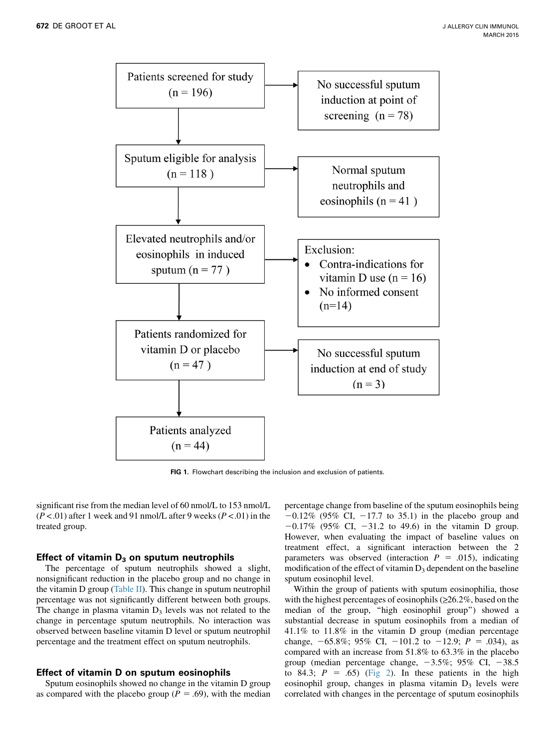Patients screened for study (n = 196)

→ No successful sputum induction at point of screening (n = 78)

Sputum eligible for analysis (n = 118)

→ Normal sputum neutrophils and eosinophils (n = 41)

Elevated neutrophils and/or eosinophils in induced sputum (n = 77)

→ Exclusion:
- Contra-indications for vitamin D use (n = 16)
- No informed consent (n=14)

Patients randomized for vitamin D or placebo (n = 47)

→ No successful sputum induction at end of study (n = 3)

Patients analyzed (n = 44)

**FIG 1.** Flowchart describing the inclusion and exclusion of patients.

significant rise from the median level of 60 nmol/L to 153 nmol/L ($P < .01$) after 1 week and 91 nmol/L after 9 weeks ($P < .01$) in the treated group.

### Effect of vitamin $D_3$ on sputum neutrophils

The percentage of sputum neutrophils showed a slight, nonsignificant reduction in the placebo group and no change in the vitamin D group (Table II). This change in sputum neutrophil percentage was not significantly different between both groups. The change in plasma vitamin $D_3$ levels was not related to the change in percentage sputum neutrophils. No interaction was observed between baseline vitamin D level or sputum neutrophil percentage and the treatment effect on sputum neutrophils.

### Effect of vitamin D on sputum eosinophils

Sputum eosinophils showed no change in the vitamin D group as compared with the placebo group ($P = .69$), with the median percentage change from baseline of the sputum eosinophils being −0.12% (95% CI, −17.7 to 35.1) in the placebo group and −0.17% (95% CI, −31.2 to 49.6) in the vitamin D group. However, when evaluating the impact of baseline values on treatment effect, a significant interaction between the 2 parameters was observed (interaction $P = .015$), indicating modification of the effect of vitamin $D_3$ dependent on the baseline sputum eosinophil level.

Within the group of patients with sputum eosinophilia, those with the highest percentages of eosinophils (≥26.2%, based on the median of the group, "high eosinophil group") showed a substantial decrease in sputum eosinophils from a median of 41.1% to 11.8% in the vitamin D group (median percentage change, −65.8%; 95% CI, −101.2 to −12.9; $P = .034$), as compared with an increase from 51.8% to 63.3% in the placebo group (median percentage change, −3.5%; 95% CI, −38.5 to 84.3; $P = .65$) (Fig 2). In these patients in the high eosinophil group, changes in plasma vitamin $D_3$ levels were correlated with changes in the percentage of sputum eosinophils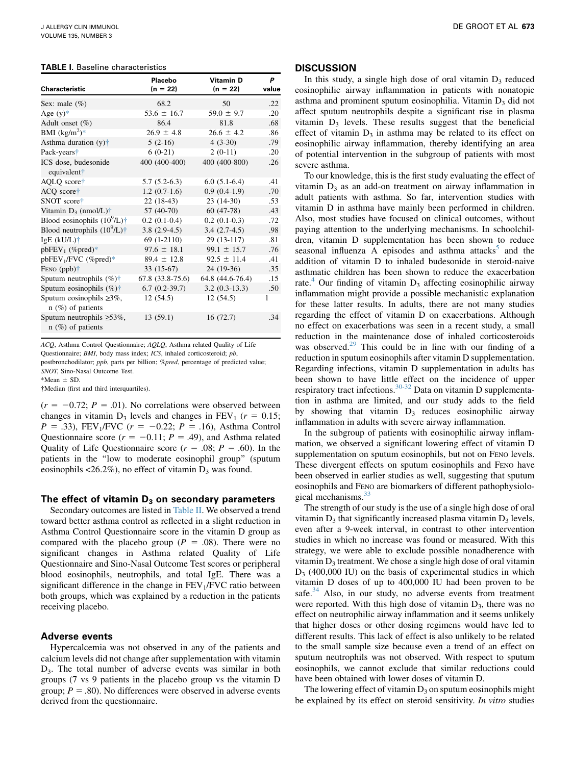**TABLE I.** Baseline characteristics

| Characteristic | Placebo (n = 22) | Vitamin D (n = 22) | P value |
|---|---|---|---|
| Sex: male (%) | 68.2 | 50 | .22 |
| Age (y)* | 53.6 ± 16.7 | 59.0 ± 9.7 | .20 |
| Adult onset (%) | 86.4 | 81.8 | .68 |
| BMI ($kg/m^2$)* | 26.9 ± 4.8 | 26.6 ± 4.2 | .86 |
| Asthma duration (y)† | 5 (2-16) | 4 (3-30) | .79 |
| Pack-years† | 6 (0-21) | 2 (0-11) | .20 |
| ICS dose, budesonide equivalent† | 400 (400-400) | 400 (400-800) | .26 |
| AQLQ score† | 5.7 (5.2-6.3) | 6.0 (5.1-6.4) | .41 |
| ACQ score† | 1.2 (0.7-1.6) | 0.9 (0.4-1.9) | .70 |
| SNOT score† | 22 (18-43) | 23 (14-30) | .53 |
| Vitamin $D_3$ (nmol/L)† | 57 (40-70) | 60 (47-78) | .43 |
| Blood eosinophils ($10^9$/L)† | 0.2 (0.1-0.4) | 0.2 (0.1-0.3) | .72 |
| Blood neutrophils ($10^9$/L)† | 3.8 (2.9-4.5) | 3.4 (2.7-4.5) | .98 |
| IgE (kU/L)† | 69 (1-2110) | 29 (13-117) | .81 |
| pb$FEV_1$ (%pred)* | 97.6 ± 18.1 | 99.1 ± 15.7 | .76 |
| pb$FEV_1$/FVC (%pred)* | 89.4 ± 12.8 | 92.5 ± 11.4 | .41 |
| FENO (ppb)† | 33 (15-67) | 24 (19-36) | .35 |
| Sputum neutrophils (%)† | 67.8 (33.8-75.6) | 64.8 (44.6-76.4) | .15 |
| Sputum eosinophils (%)† | 6.7 (0.2-39.7) | 3.2 (0.3-13.3) | .50 |
| Sputum eosinophils ≥3%, n (%) of patients | 12 (54.5) | 12 (54.5) | 1 |
| Sputum neutrophils ≥53%, n (%) of patients | 13 (59.1) | 16 (72.7) | .34 |

*ACQ*, Asthma Control Questionnaire; *AQLQ*, Asthma related Quality of Life Questionnaire; *BMI*, body mass index; *ICS*, inhaled corticosteroid; *pb*, postbronchodilator; *ppb*, parts per billion; *%pred*, percentage of predicted value; *SNOT*, Sino-Nasal Outcome Test.
*Mean ± SD.
†Median (first and third interquartiles).

($r = -0.72$; $P = .01$). No correlations were observed between changes in vitamin $D_3$ levels and changes in $FEV_1$ ($r = 0.15$; $P = .33$), $FEV_1$/FVC ($r = -0.22$; $P = .16$), Asthma Control Questionnaire score ($r = -0.11$; $P = .49$), and Asthma related Quality of Life Questionnaire score ($r = .08$; $P = .60$). In the patients in the "low to moderate eosinophil group" (sputum eosinophils <26.2%), no effect of vitamin $D_3$ was found.

### The effect of vitamin $D_3$ on secondary parameters

Secondary outcomes are listed in Table II. We observed a trend toward better asthma control as reflected in a slight reduction in Asthma Control Questionnaire score in the vitamin D group as compared with the placebo group ($P = .08$). There were no significant changes in Asthma related Quality of Life Questionnaire and Sino-Nasal Outcome Test scores or peripheral blood eosinophils, neutrophils, and total IgE. There was a significant difference in the change in $FEV_1$/FVC ratio between both groups, which was explained by a reduction in the patients receiving placebo.

### Adverse events

Hypercalcemia was not observed in any of the patients and calcium levels did not change after supplementation with vitamin $D_3$. The total number of adverse events was similar in both groups (7 vs 9 patients in the placebo group vs the vitamin D group; $P = .80$). No differences were observed in adverse events derived from the questionnaire.

## DISCUSSION

In this study, a single high dose of oral vitamin $D_3$ reduced eosinophilic airway inflammation in patients with nonatopic asthma and prominent sputum eosinophilia. Vitamin $D_3$ did not affect sputum neutrophils despite a significant rise in plasma vitamin $D_3$ levels. These results suggest that the beneficial effect of vitamin $D_3$ in asthma may be related to its effect on eosinophilic airway inflammation, thereby identifying an area of potential intervention in the subgroup of patients with most severe asthma.

To our knowledge, this is the first study evaluating the effect of vitamin $D_3$ as an add-on treatment on airway inflammation in adult patients with asthma. So far, intervention studies with vitamin D in asthma have mainly been performed in children. Also, most studies have focused on clinical outcomes, without paying attention to the underlying mechanisms. In schoolchildren, vitamin D supplementation has been shown to reduce seasonal influenza A episodes and asthma attacks[5] and the addition of vitamin D to inhaled budesonide in steroid-naive asthmatic children has been shown to reduce the exacerbation rate.[4] Our finding of vitamin $D_3$ affecting eosinophilic airway inflammation might provide a possible mechanistic explanation for these latter results. In adults, there are not many studies regarding the effect of vitamin D on exacerbations. Although no effect on exacerbations was seen in a recent study, a small reduction in the maintenance dose of inhaled corticosteroids was observed.[29] This could be in line with our finding of a reduction in sputum eosinophils after vitamin D supplementation. Regarding infections, vitamin D supplementation in adults has been shown to have little effect on the incidence of upper respiratory tract infections.[30-32] Data on vitamin D supplementation in asthma are limited, and our study adds to the field by showing that vitamin $D_3$ reduces eosinophilic airway inflammation in adults with severe airway inflammation.

In the subgroup of patients with eosinophilic airway inflammation, we observed a significant lowering effect of vitamin D supplementation on sputum eosinophils, but not on FENO levels. These divergent effects on sputum eosinophils and FENO have been observed in earlier studies as well, suggesting that sputum eosinophils and FENO are biomarkers of different pathophysiological mechanisms.[33]

The strength of our study is the use of a single high dose of oral vitamin $D_3$ that significantly increased plasma vitamin $D_3$ levels, even after a 9-week interval, in contrast to other intervention studies in which no increase was found or measured. With this strategy, we were able to exclude possible nonadherence with vitamin $D_3$ treatment. We chose a single high dose of oral vitamin $D_3$ (400,000 IU) on the basis of experimental studies in which vitamin D doses of up to 400,000 IU had been proven to be safe.[34] Also, in our study, no adverse events from treatment were reported. With this high dose of vitamin $D_3$, there was no effect on neutrophilic airway inflammation and it seems unlikely that higher doses or other dosing regimens would have led to different results. This lack of effect is also unlikely to be related to the small sample size because even a trend of an effect on sputum neutrophils was not observed. With respect to sputum eosinophils, we cannot exclude that similar reductions could have been obtained with lower doses of vitamin D.

The lowering effect of vitamin $D_3$ on sputum eosinophils might be explained by its effect on steroid sensitivity. *In vitro* studies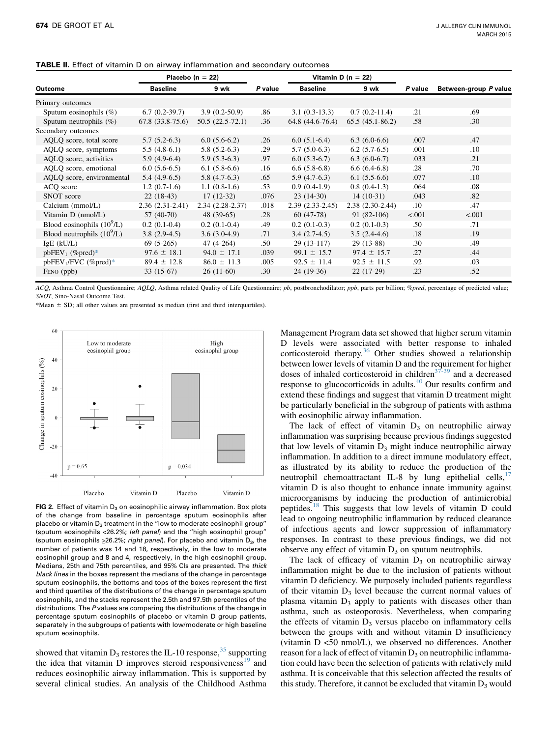**TABLE II.** Effect of vitamin D on airway inflammation and secondary outcomes

| Outcome | Placebo (n = 22) Baseline | Placebo (n = 22) 9 wk | P value | Vitamin D (n = 22) Baseline | Vitamin D (n = 22) 9 wk | P value | Between-group P value |
|---|---|---|---|---|---|---|---|
| Primary outcomes | | | | | | | |
| Sputum eosinophils (%) | 6.7 (0.2-39.7) | 3.9 (0.2-50.9) | .86 | 3.1 (0.3-13.3) | 0.7 (0.2-11.4) | .21 | .69 |
| Sputum neutrophils (%) | 67.8 (33.8-75.6) | 50.5 (22.5-72.1) | .36 | 64.8 (44.6-76.4) | 65.5 (45.1-86.2) | .58 | .30 |
| Secondary outcomes | | | | | | | |
| AQLQ score, total score | 5.7 (5.2-6.3) | 6.0 (5.6-6.2) | .26 | 6.0 (5.1-6.4) | 6.3 (6.0-6.6) | .007 | .47 |
| AQLQ score, symptoms | 5.5 (4.8-6.1) | 5.8 (5.2-6.3) | .29 | 5.7 (5.0-6.3) | 6.2 (5.7-6.5) | .001 | .10 |
| AQLQ score, activities | 5.9 (4.9-6.4) | 5.9 (5.3-6.3) | .97 | 6.0 (5.3-6.7) | 6.3 (6.0-6.7) | .033 | .21 |
| AQLQ score, emotional | 6.0 (5.6-6.5) | 6.1 (5.8-6.6) | .16 | 6.6 (5.8-6.8) | 6.6 (6.4-6.8) | .28 | .70 |
| AQLQ score, environmental | 5.4 (4.9-6.5) | 5.8 (4.7-6.3) | .65 | 5.9 (4.7-6.3) | 6.1 (5.5-6.6) | .077 | .10 |
| ACQ score | 1.2 (0.7-1.6) | 1.1 (0.8-1.6) | .53 | 0.9 (0.4-1.9) | 0.8 (0.4-1.3) | .064 | .08 |
| SNOT score | 22 (18-43) | 17 (12-32) | .076 | 23 (14-30) | 14 (10-31) | .043 | .82 |
| Calcium (mmol/L) | 2.36 (2.31-2.41) | 2.34 (2.28-2.37) | .018 | 2.39 (2.33-2.45) | 2.38 (2.30-2.44) | .10 | .47 |
| Vitamin D (nmol/L) | 57 (40-70) | 48 (39-65) | .28 | 60 (47-78) | 91 (82-106) | <.001 | <.001 |
| Blood eosinophils ($10^9$/L) | 0.2 (0.1-0.4) | 0.2 (0.1-0.4) | .49 | 0.2 (0.1-0.3) | 0.2 (0.1-0.3) | .50 | .71 |
| Blood neutrophils ($10^9$/L) | 3.8 (2.9-4.5) | 3.6 (3.0-4.9) | .71 | 3.4 (2.7-4.5) | 3.5 (2.4-4.6) | .18 | .19 |
| IgE (kU/L) | 69 (5-265) | 47 (4-264) | .50 | 29 (13-117) | 29 (13-88) | .30 | .49 |
| pbFEV$_1$ (%pred)* | 97.6 ± 18.1 | 94.0 ± 17.1 | .039 | 99.1 ± 15.7 | 97.4 ± 15.7 | .27 | .44 |
| pbFEV$_1$/FVC (%pred)* | 89.4 ± 12.8 | 86.0 ± 11.3 | .005 | 92.5 ± 11.4 | 92.5 ± 11.5 | .92 | .03 |
| FENO (ppb) | 33 (15-67) | 26 (11-60) | .30 | 24 (19-36) | 22 (17-29) | .23 | .52 |

*ACQ*, Asthma Control Questionnaire; *AQLQ*, Asthma related Quality of Life Questionnaire; *pb*, postbronchodilator; *ppb*, parts per billion; *%pred*, percentage of predicted value; *SNOT*, Sino-Nasal Outcome Test.

*Mean ± SD; all other values are presented as median (first and third interquartiles).

**FIG 2.** Effect of vitamin $D_3$ on eosinophilic airway inflammation. Box plots of the change from baseline in percentage sputum eosinophils after placebo or vitamin $D_3$ treatment in the "low to moderate eosinophil group" (sputum eosinophils <26.2%; *left panel*) and the "high eosinophil group" (sputum eosinophils ≥26.2%; *right panel*). For placebo and vitamin $D_3$, the number of patients was 14 and 18, respectively, in the low to moderate eosinophil group and 8 and 4, respectively, in the high eosinophil group. Medians, 25th and 75th percentiles, and 95% CIs are presented. The *thick black lines* in the boxes represent the medians of the change in percentage sputum eosinophils, the bottoms and tops of the boxes represent the first and third quartiles of the distributions of the change in percentage sputum eosinophils, and the stacks represent the 2.5th and 97.5th percentiles of the distributions. The *P* values are comparing the distributions of the change in percentage sputum eosinophils of placebo or vitamin D group patients, separately in the subgroups of patients with low/moderate or high baseline sputum eosinophils.

showed that vitamin $D_3$ restores the IL-10 response,[35] supporting the idea that vitamin D improves steroid responsiveness[19] and reduces eosinophilic airway inflammation. This is supported by several clinical studies. An analysis of the Childhood Asthma Management Program data set showed that higher serum vitamin D levels were associated with better response to inhaled corticosteroid therapy.[36] Other studies showed a relationship between lower levels of vitamin D and the requirement for higher doses of inhaled corticosteroid in children[37-39] and a decreased response to glucocorticoids in adults.[40] Our results confirm and extend these findings and suggest that vitamin D treatment might be particularly beneficial in the subgroup of patients with asthma with eosinophilic airway inflammation.

The lack of effect of vitamin $D_3$ on neutrophilic airway inflammation was surprising because previous findings suggested that low levels of vitamin $D_3$ might induce neutrophilic airway inflammation. In addition to a direct immune modulatory effect, as illustrated by its ability to reduce the production of the neutrophil chemoattractant IL-8 by lung epithelial cells,[17] vitamin D is also thought to enhance innate immunity against microorganisms by inducing the production of antimicrobial peptides.[18] This suggests that low levels of vitamin D could lead to ongoing neutrophilic inflammation by reduced clearance of infectious agents and lower suppression of inflammatory responses. In contrast to these previous findings, we did not observe any effect of vitamin $D_3$ on sputum neutrophils.

The lack of efficacy of vitamin $D_3$ on neutrophilic airway inflammation might be due to the inclusion of patients without vitamin D deficiency. We purposely included patients regardless of their vitamin $D_3$ level because the current normal values of plasma vitamin $D_3$ apply to patients with diseases other than asthma, such as osteoporosis. Nevertheless, when comparing the effects of vitamin $D_3$ versus placebo on inflammatory cells between the groups with and without vitamin D insufficiency (vitamin D <50 nmol/L), we observed no differences. Another reason for a lack of effect of vitamin $D_3$ on neutrophilic inflammation could have been the selection of patients with relatively mild asthma. It is conceivable that this selection affected the results of this study. Therefore, it cannot be excluded that vitamin $D_3$ would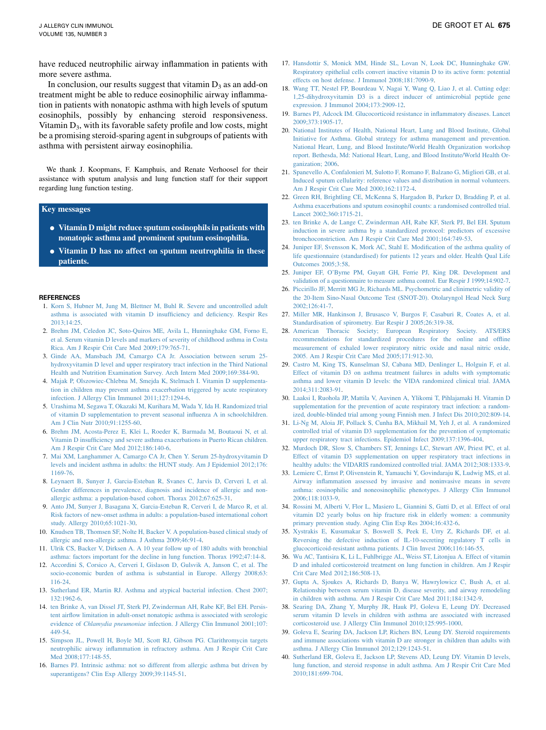have reduced neutrophilic airway inflammation in patients with more severe asthma.

In conclusion, our results suggest that vitamin $D_3$ as an add-on treatment might be able to reduce eosinophilic airway inflammation in patients with nonatopic asthma with high levels of sputum eosinophils, possibly by enhancing steroid responsiveness. Vitamin $D_3$, with its favorable safety profile and low costs, might be a promising steroid-sparing agent in subgroups of patients with asthma with persistent airway eosinophilia.

We thank J. Koopmans, F. Kamphuis, and Renate Verhoosel for their assistance with sputum analysis and lung function staff for their support regarding lung function testing.

**Key messages**

- **Vitamin D might reduce sputum eosinophils in patients with nonatopic asthma and prominent sputum eosinophilia.**
- **Vitamin D has no affect on sputum neutrophilia in these patients.**

## REFERENCES

1. Korn S, Hubner M, Jung M, Blettner M, Buhl R. Severe and uncontrolled adult asthma is associated with vitamin D insufficiency and deficiency. Respir Res 2013;14:25.
2. Brehm JM, Celedon JC, Soto-Quiros ME, Avila L, Hunninghake GM, Forno E, et al. Serum vitamin D levels and markers of severity of childhood asthma in Costa Rica. Am J Respir Crit Care Med 2009;179:765-71.
3. Ginde AA, Mansbach JM, Camargo CA Jr. Association between serum 25-hydroxyvitamin D level and upper respiratory tract infection in the Third National Health and Nutrition Examination Survey. Arch Intern Med 2009;169:384-90.
4. Majak P, Olszowiec-Chlebna M, Smejda K, Stelmach I. Vitamin D supplementation in children may prevent asthma exacerbation triggered by acute respiratory infection. J Allergy Clin Immunol 2011;127:1294-6.
5. Urashima M, Segawa T, Okazaki M, Kurihara M, Wada Y, Ida H. Randomized trial of vitamin D supplementation to prevent seasonal influenza A in schoolchildren. Am J Clin Nutr 2010;91:1255-60.
6. Brehm JM, Acosta-Perez E, Klei L, Roeder K, Barmada M, Boutaoui N, et al. Vitamin D insufficiency and severe asthma exacerbations in Puerto Rican children. Am J Respir Crit Care Med 2012;186:140-6.
7. Mai XM, Langhammer A, Camargo CA Jr, Chen Y. Serum 25-hydroxyvitamin D levels and incident asthma in adults: the HUNT study. Am J Epidemiol 2012;176:1169-76.
8. Leynaert B, Sunyer J, Garcia-Esteban R, Svanes C, Jarvis D, Cerveri I, et al. Gender differences in prevalence, diagnosis and incidence of allergic and non-allergic asthma: a population-based cohort. Thorax 2012;67:625-31.
9. Anto JM, Sunyer J, Basagana X, Garcia-Esteban R, Cerveri I, de Marco R, et al. Risk factors of new-onset asthma in adults: a population-based international cohort study. Allergy 2010;65:1021-30.
10. Knudsen TB, Thomsen SF, Nolte H, Backer V. A population-based clinical study of allergic and non-allergic asthma. J Asthma 2009;46:91-4.
11. Ulrik CS, Backer V, Dirksen A. A 10 year follow up of 180 adults with bronchial asthma: factors important for the decline in lung function. Thorax 1992;47:14-8.
12. Accordini S, Corsico A, Cerveri I, Gislason D, Gulsvik A, Janson C, et al. The socio-economic burden of asthma is substantial in Europe. Allergy 2008;63:116-24.
13. Sutherland ER, Martin RJ. Asthma and atypical bacterial infection. Chest 2007;132:1962-6.
14. ten Brinke A, van Dissel JT, Sterk PJ, Zwinderman AH, Rabe KF, Bel EH. Persistent airflow limitation in adult-onset nonatopic asthma is associated with serologic evidence of *Chlamydia pneumoniae* infection. J Allergy Clin Immunol 2001;107:449-54.
15. Simpson JL, Powell H, Boyle MJ, Scott RJ, Gibson PG. Clarithromycin targets neutrophilic airway inflammation in refractory asthma. Am J Respir Crit Care Med 2008;177:148-55.
16. Barnes PJ. Intrinsic asthma: not so different from allergic asthma but driven by superantigens? Clin Exp Allergy 2009;39:1145-51.
17. Hansdottir S, Monick MM, Hinde SL, Lovan N, Look DC, Hunninghake GW. Respiratory epithelial cells convert inactive vitamin D to its active form: potential effects on host defense. J Immunol 2008;181:7090-9.
18. Wang TT, Nestel FP, Bourdeau V, Nagai Y, Wang Q, Liao J, et al. Cutting edge: 1,25-dihydroxyvitamin D3 is a direct inducer of antimicrobial peptide gene expression. J Immunol 2004;173:2909-12.
19. Barnes PJ, Adcock IM. Glucocorticoid resistance in inflammatory diseases. Lancet 2009;373:1905-17.
20. National Institutes of Health, National Heart, Lung and Blood Institute, Global Initiative for Asthma. Global strategy for asthma management and prevention. National Heart, Lung, and Blood Institute/World Health Organization workshop report. Bethesda, Md: National Heart, Lung, and Blood Institute/World Health Organization; 2006.
21. Spanevello A, Confalonieri M, Sulotto F, Romano F, Balzano G, Migliori GB, et al. Induced sputum cellularity: reference values and distribution in normal volunteers. Am J Respir Crit Care Med 2000;162:1172-4.
22. Green RH, Brightling CE, McKenna S, Hargadon B, Parker D, Bradding P, et al. Asthma exacerbations and sputum eosinophil counts: a randomised controlled trial. Lancet 2002;360:1715-21.
23. ten Brinke A, de Lange C, Zwinderman AH, Rabe KF, Sterk PJ, Bel EH. Sputum induction in severe asthma by a standardized protocol: predictors of excessive bronchoconstriction. Am J Respir Crit Care Med 2001;164:749-53.
24. Juniper EF, Svensson K, Mork AC, Stahl E. Modification of the asthma quality of life questionnaire (standardised) for patients 12 years and older. Health Qual Life Outcomes 2005;3:58.
25. Juniper EF, O'Byrne PM, Guyatt GH, Ferrie PJ, King DR. Development and validation of a questionnaire to measure asthma control. Eur Respir J 1999;14:902-7.
26. Piccirillo JF, Merritt MG Jr, Richards ML. Psychometric and clinimetric validity of the 20-Item Sino-Nasal Outcome Test (SNOT-20). Otolaryngol Head Neck Surg 2002;126:41-7.
27. Miller MR, Hankinson J, Brusasco V, Burgos F, Casaburi R, Coates A, et al. Standardisation of spirometry. Eur Respir J 2005;26:319-38.
28. American Thoracic Society; European Respiratory Society. ATS/ERS recommendations for standardized procedures for the online and offline measurement of exhaled lower respiratory nitric oxide and nasal nitric oxide, 2005. Am J Respir Crit Care Med 2005;171:912-30.
29. Castro M, King TS, Kunselman SJ, Cabana MD, Denlinger L, Holguin F, et al. Effect of vitamin D3 on asthma treatment failures in adults with symptomatic asthma and lower vitamin D levels: the VIDA randomized clinical trial. JAMA 2014;311:2083-91.
30. Laaksi I, Ruohola JP, Mattila V, Auvinen A, Ylikomi T, Pihlajamaki H. Vitamin D supplementation for the prevention of acute respiratory tract infection: a randomized, double-blinded trial among young Finnish men. J Infect Dis 2010;202:809-14.
31. Li-Ng M, Aloia JF, Pollack S, Cunha BA, Mikhail M, Yeh J, et al. A randomized controlled trial of vitamin D3 supplementation for the prevention of symptomatic upper respiratory tract infections. Epidemiol Infect 2009;137:1396-404.
32. Murdoch DR, Slow S, Chambers ST, Jennings LC, Stewart AW, Priest PC, et al. Effect of vitamin D3 supplementation on upper respiratory tract infections in healthy adults: the VIDARIS randomized controlled trial. JAMA 2012;308:1333-9.
33. Lemiere C, Ernst P, Olivenstein R, Yamauchi Y, Govindaraju K, Ludwig MS, et al. Airway inflammation assessed by invasive and noninvasive means in severe asthma: eosinophilic and noneosinophilic phenotypes. J Allergy Clin Immunol 2006;118:1033-9.
34. Rossini M, Alberti V, Flor L, Masiero L, Giannini S, Gatti D, et al. Effect of oral vitamin D2 yearly bolus on hip fracture risk in elderly women: a community primary prevention study. Aging Clin Exp Res 2004;16:432-6.
35. Xystrakis E, Kusumakar S, Boswell S, Peek E, Urry Z, Richards DF, et al. Reversing the defective induction of IL-10-secreting regulatory T cells in glucocorticoid-resistant asthma patients. J Clin Invest 2006;116:146-55.
36. Wu AC, Tantisira K, Li L, Fuhlbrigge AL, Weiss ST, Litonjua A. Effect of vitamin D and inhaled corticosteroid treatment on lung function in children. Am J Respir Crit Care Med 2012;186:508-13.
37. Gupta A, Sjoukes A, Richards D, Banya W, Hawrylowicz C, Bush A, et al. Relationship between serum vitamin D, disease severity, and airway remodeling in children with asthma. Am J Respir Crit Care Med 2011;184:1342-9.
38. Searing DA, Zhang Y, Murphy JR, Hauk PJ, Goleva E, Leung DY. Decreased serum vitamin D levels in children with asthma are associated with increased corticosteroid use. J Allergy Clin Immunol 2010;125:995-1000.
39. Goleva E, Searing DA, Jackson LP, Richers BN, Leung DY. Steroid requirements and immune associations with vitamin D are stronger in children than adults with asthma. J Allergy Clin Immunol 2012;129:1243-51.
40. Sutherland ER, Goleva E, Jackson LP, Stevens AD, Leung DY. Vitamin D levels, lung function, and steroid response in adult asthma. Am J Respir Crit Care Med 2010;181:699-704.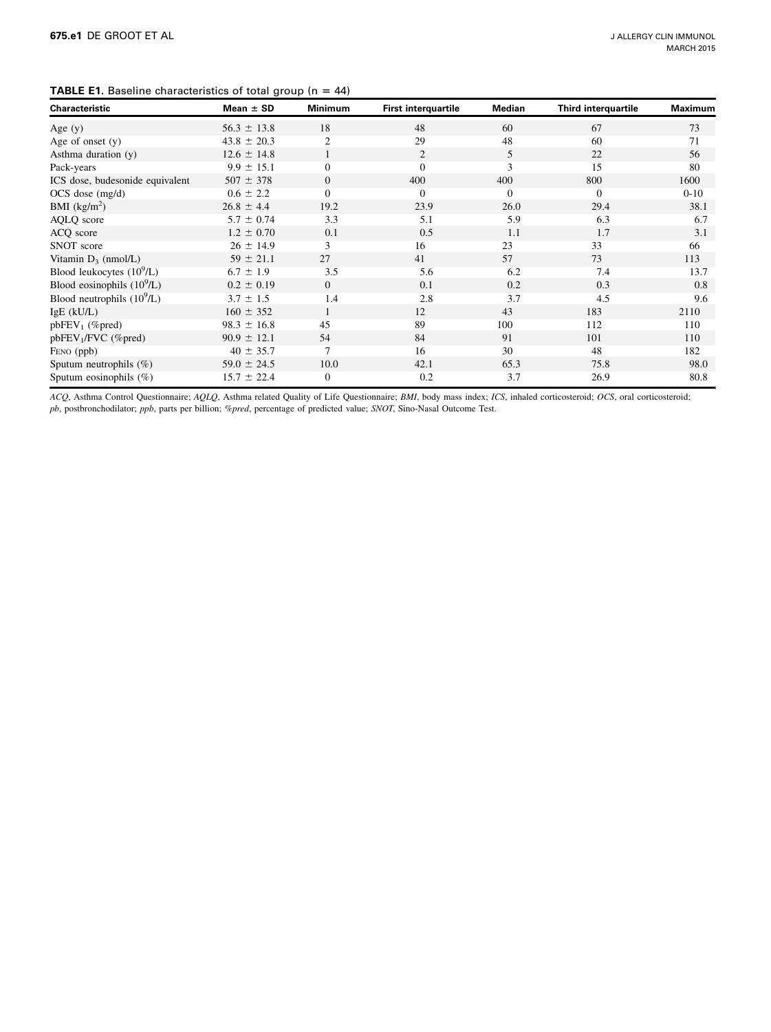**TABLE E1.** Baseline characteristics of total group (n = 44)

| Characteristic | Mean ± SD | Minimum | First interquartile | Median | Third interquartile | Maximum |
|---|---|---|---|---|---|---|
| Age (y) | 56.3 ± 13.8 | 18 | 48 | 60 | 67 | 73 |
| Age of onset (y) | 43.8 ± 20.3 | 2 | 29 | 48 | 60 | 71 |
| Asthma duration (y) | 12.6 ± 14.8 | 1 | 2 | 5 | 22 | 56 |
| Pack-years | 9.9 ± 15.1 | 0 | 0 | 3 | 15 | 80 |
| ICS dose, budesonide equivalent | 507 ± 378 | 0 | 400 | 400 | 800 | 1600 |
| OCS dose (mg/d) | 0.6 ± 2.2 | 0 | 0 | 0 | 0 | 0-10 |
| BMI ($kg/m^2$) | 26.8 ± 4.4 | 19.2 | 23.9 | 26.0 | 29.4 | 38.1 |
| AQLQ score | 5.7 ± 0.74 | 3.3 | 5.1 | 5.9 | 6.3 | 6.7 |
| ACQ score | 1.2 ± 0.70 | 0.1 | 0.5 | 1.1 | 1.7 | 3.1 |
| SNOT score | 26 ± 14.9 | 3 | 16 | 23 | 33 | 66 |
| Vitamin $D_3$ (nmol/L) | 59 ± 21.1 | 27 | 41 | 57 | 73 | 113 |
| Blood leukocytes ($10^9$/L) | 6.7 ± 1.9 | 3.5 | 5.6 | 6.2 | 7.4 | 13.7 |
| Blood eosinophils ($10^9$/L) | 0.2 ± 0.19 | 0 | 0.1 | 0.2 | 0.3 | 0.8 |
| Blood neutrophils ($10^9$/L) | 3.7 ± 1.5 | 1.4 | 2.8 | 3.7 | 4.5 | 9.6 |
| IgE (kU/L) | 160 ± 352 | 1 | 12 | 43 | 183 | 2110 |
| pb$FEV_1$ (%pred) | 98.3 ± 16.8 | 45 | 89 | 100 | 112 | 110 |
| pb$FEV_1$/FVC (%pred) | 90.9 ± 12.1 | 54 | 84 | 91 | 101 | 110 |
| FENO (ppb) | 40 ± 35.7 | 7 | 16 | 30 | 48 | 182 |
| Sputum neutrophils (%) | 59.0 ± 24.5 | 10.0 | 42.1 | 65.3 | 75.8 | 98.0 |
| Sputum eosinophils (%) | 15.7 ± 22.4 | 0 | 0.2 | 3.7 | 26.9 | 80.8 |

*ACQ*, Asthma Control Questionnaire; *AQLQ*, Asthma related Quality of Life Questionnaire; *BMI*, body mass index; *ICS*, inhaled corticosteroid; *OCS*, oral corticosteroid; *pb*, postbronchodilator; *ppb*, parts per billion; *%pred*, percentage of predicted value; *SNOT*, Sino-Nasal Outcome Test.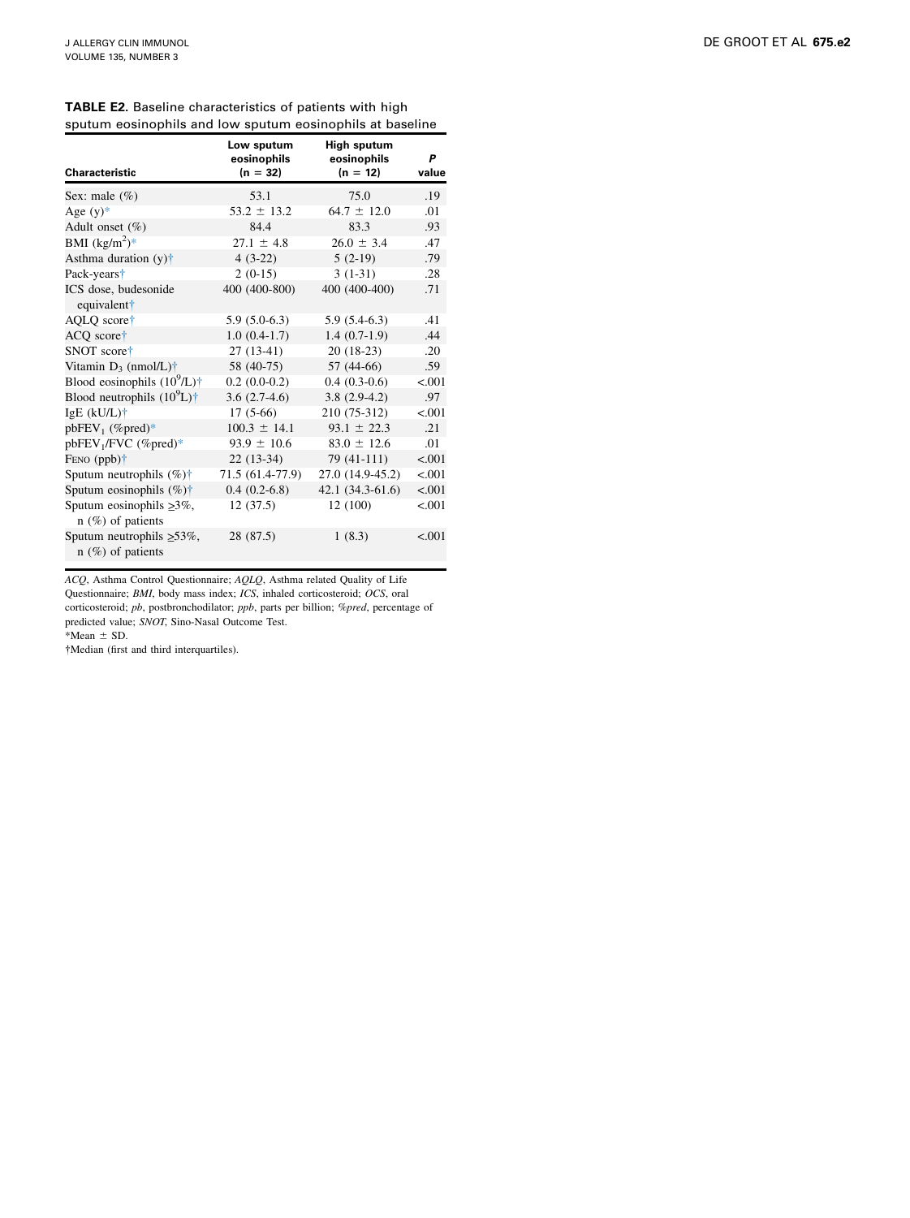**TABLE E2.** Baseline characteristics of patients with high sputum eosinophils and low sputum eosinophils at baseline

| Characteristic | Low sputum eosinophils (n = 32) | High sputum eosinophils (n = 12) | P value |
|---|---|---|---|
| Sex: male (%) | 53.1 | 75.0 | .19 |
| Age (y)* | 53.2 ± 13.2 | 64.7 ± 12.0 | .01 |
| Adult onset (%) | 84.4 | 83.3 | .93 |
| BMI ($kg/m^2$)* | 27.1 ± 4.8 | 26.0 ± 3.4 | .47 |
| Asthma duration (y)† | 4 (3-22) | 5 (2-19) | .79 |
| Pack-years† | 2 (0-15) | 3 (1-31) | .28 |
| ICS dose, budesonide equivalent† | 400 (400-800) | 400 (400-400) | .71 |
| AQLQ score† | 5.9 (5.0-6.3) | 5.9 (5.4-6.3) | .41 |
| ACQ score† | 1.0 (0.4-1.7) | 1.4 (0.7-1.9) | .44 |
| SNOT score† | 27 (13-41) | 20 (18-23) | .20 |
| Vitamin $D_3$ (nmol/L)† | 58 (40-75) | 57 (44-66) | .59 |
| Blood eosinophils ($10^9$/L)† | 0.2 (0.0-0.2) | 0.4 (0.3-0.6) | <.001 |
| Blood neutrophils ($10^9$L)† | 3.6 (2.7-4.6) | 3.8 (2.9-4.2) | .97 |
| IgE (kU/L)† | 17 (5-66) | 210 (75-312) | <.001 |
| pbFEV$_1$ (%pred)* | 100.3 ± 14.1 | 93.1 ± 22.3 | .21 |
| pbFEV$_1$/FVC (%pred)* | 93.9 ± 10.6 | 83.0 ± 12.6 | .01 |
| FENO (ppb)† | 22 (13-34) | 79 (41-111) | <.001 |
| Sputum neutrophils (%)† | 71.5 (61.4-77.9) | 27.0 (14.9-45.2) | <.001 |
| Sputum eosinophils (%)† | 0.4 (0.2-6.8) | 42.1 (34.3-61.6) | <.001 |
| Sputum eosinophils ≥3%, n (%) of patients | 12 (37.5) | 12 (100) | <.001 |
| Sputum neutrophils ≥53%, n (%) of patients | 28 (87.5) | 1 (8.3) | <.001 |

*ACQ*, Asthma Control Questionnaire; *AQLQ*, Asthma related Quality of Life Questionnaire; *BMI*, body mass index; *ICS*, inhaled corticosteroid; *OCS*, oral corticosteroid; *pb*, postbronchodilator; *ppb*, parts per billion; *%pred*, percentage of predicted value; *SNOT*, Sino-Nasal Outcome Test.

*Mean ± SD.

†Median (first and third interquartiles).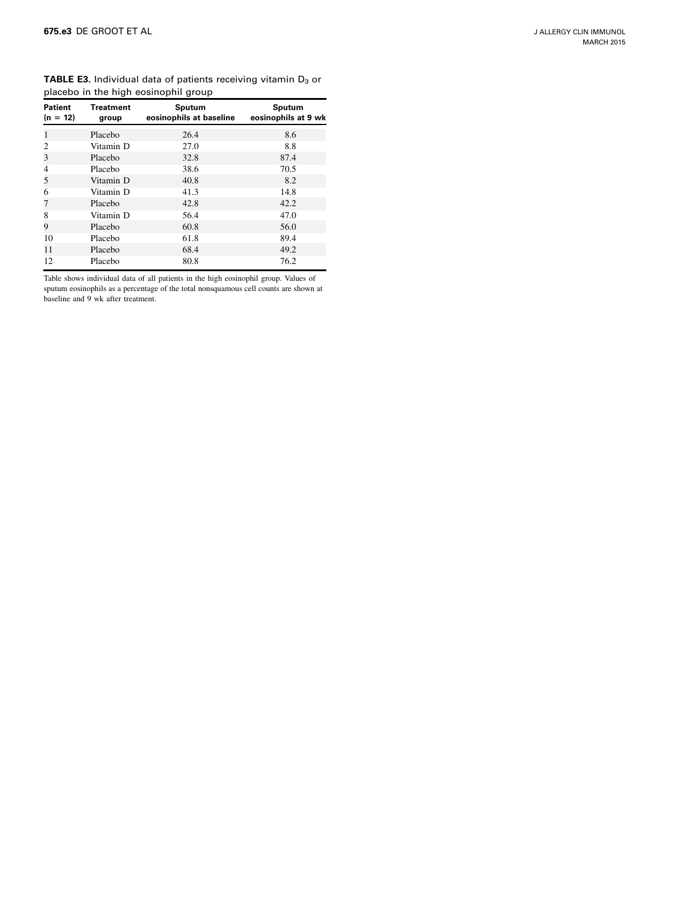**TABLE E3.** Individual data of patients receiving vitamin $D_3$ or placebo in the high eosinophil group

| Patient (n = 12) | Treatment group | Sputum eosinophils at baseline | Sputum eosinophils at 9 wk |
|---|---|---|---|
| 1 | Placebo | 26.4 | 8.6 |
| 2 | Vitamin D | 27.0 | 8.8 |
| 3 | Placebo | 32.8 | 87.4 |
| 4 | Placebo | 38.6 | 70.5 |
| 5 | Vitamin D | 40.8 | 8.2 |
| 6 | Vitamin D | 41.3 | 14.8 |
| 7 | Placebo | 42.8 | 42.2 |
| 8 | Vitamin D | 56.4 | 47.0 |
| 9 | Placebo | 60.8 | 56.0 |
| 10 | Placebo | 61.8 | 89.4 |
| 11 | Placebo | 68.4 | 49.2 |
| 12 | Placebo | 80.8 | 76.2 |

Table shows individual data of all patients in the high eosinophil group. Values of sputum eosinophils as a percentage of the total nonsquamous cell counts are shown at baseline and 9 wk after treatment.